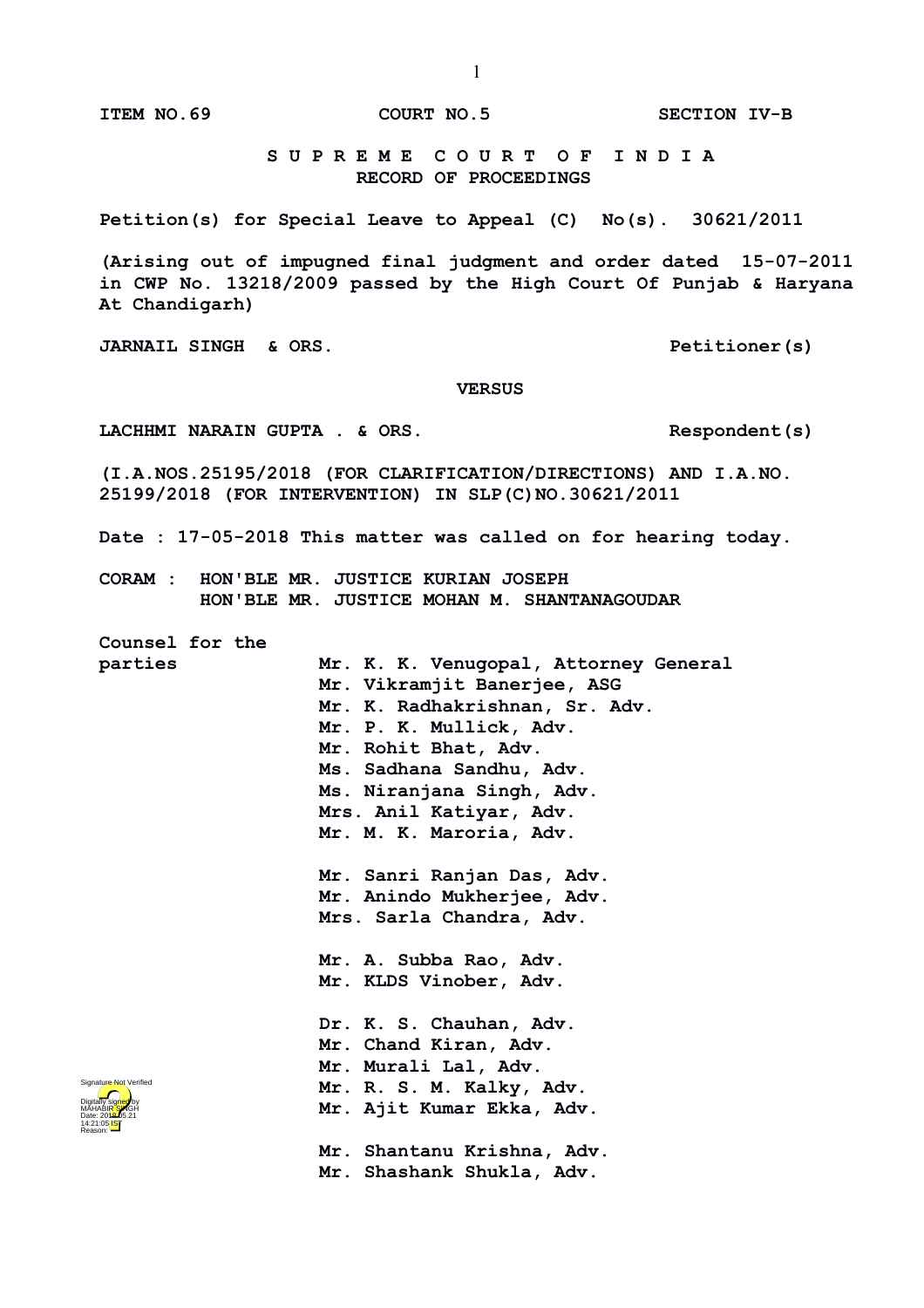**ITEM NO.69 COURT NO.5 SECTION IV-B**

**S U P R E M E C O U R T O F I N D I A**
**RECORD OF PROCEEDINGS**

**Petition(s) for Special Leave to Appeal (C) No(s). 30621/2011**

**(Arising out of impugned final judgment and order dated 15-07-2011 in CWP No. 13218/2009 passed by the High Court Of Punjab & Haryana At Chandigarh)**

**JARNAIL SINGH & ORS. Petitioner(s)**

**VERSUS**

**LACHHMI NARAIN GUPTA . & ORS. Respondent(s)**

**(I.A.NOS.25195/2018 (FOR CLARIFICATION/DIRECTIONS) AND I.A.NO. 25199/2018 (FOR INTERVENTION) IN SLP(C)NO.30621/2011**

**Date : 17-05-2018 This matter was called on for hearing today.**

**CORAM : HON'BLE MR. JUSTICE KURIAN JOSEPH**
**HON'BLE MR. JUSTICE MOHAN M. SHANTANAGOUDAR**

**Counsel for the parties**

**Mr. K. K. Venugopal, Attorney General**
**Mr. Vikramjit Banerjee, ASG**
**Mr. K. Radhakrishnan, Sr. Adv.**
**Mr. P. K. Mullick, Adv.**
**Mr. Rohit Bhat, Adv.**
**Ms. Sadhana Sandhu, Adv.**
**Ms. Niranjana Singh, Adv.**
**Mrs. Anil Katiyar, Adv.**
**Mr. M. K. Maroria, Adv.**

**Mr. Sanri Ranjan Das, Adv.**
**Mr. Anindo Mukherjee, Adv.**
**Mrs. Sarla Chandra, Adv.**

**Mr. A. Subba Rao, Adv.**
**Mr. KLDS Vinober, Adv.**

**Dr. K. S. Chauhan, Adv.**
**Mr. Chand Kiran, Adv.**
**Mr. Murali Lal, Adv.**
**Mr. R. S. M. Kalky, Adv.**
**Mr. Ajit Kumar Ekka, Adv.**

**Mr. Shantanu Krishna, Adv.**
**Mr. Shashank Shukla, Adv.**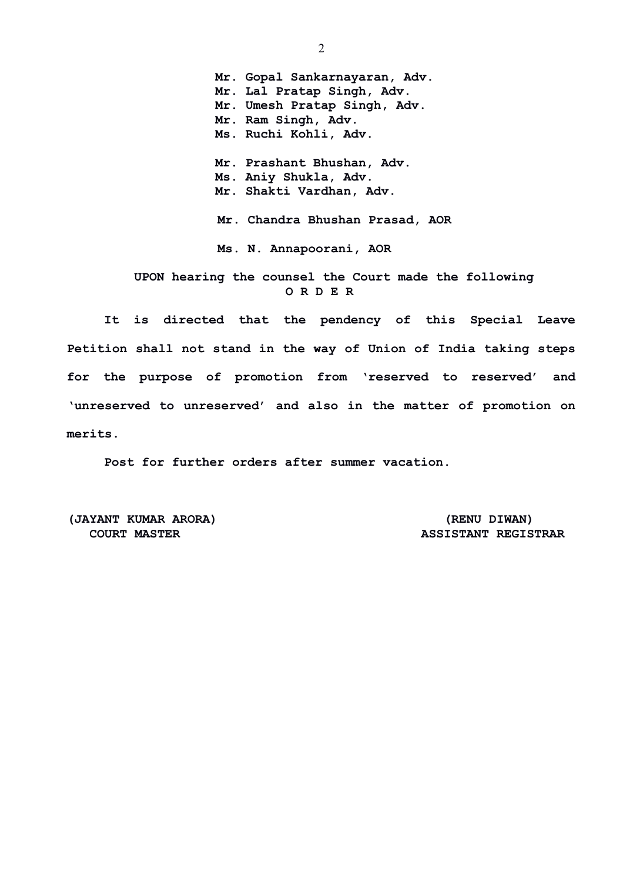**Mr. Gopal Sankarnayaran, Adv.**
**Mr. Lal Pratap Singh, Adv.**
**Mr. Umesh Pratap Singh, Adv.**
**Mr. Ram Singh, Adv.**
**Ms. Ruchi Kohli, Adv.**

**Mr. Prashant Bhushan, Adv.**
**Ms. Aniy Shukla, Adv.**
**Mr. Shakti Vardhan, Adv.**

**Mr. Chandra Bhushan Prasad, AOR**

**Ms. N. Annapoorani, AOR**

**UPON hearing the counsel the Court made the following**
**O R D E R**

**It is directed that the pendency of this Special Leave Petition shall not stand in the way of Union of India taking steps for the purpose of promotion from 'reserved to reserved' and 'unreserved to unreserved' and also in the matter of promotion on merits.**

**Post for further orders after summer vacation.**

**(JAYANT KUMAR ARORA)**
**COURT MASTER**

**(RENU DIWAN)**
**ASSISTANT REGISTRAR**